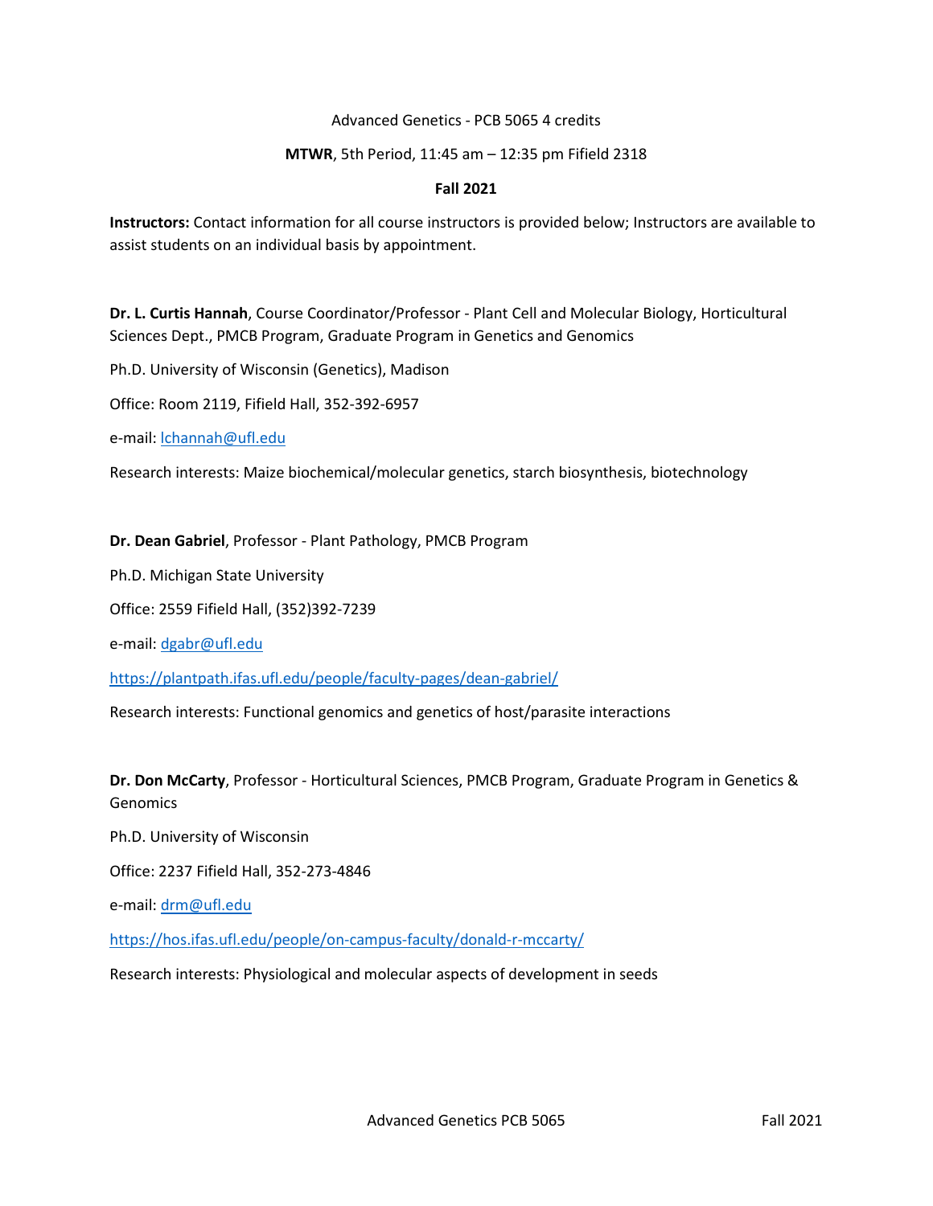# Advanced Genetics - PCB 5065 4 credits

**MTWR**, 5th Period, 11:45 am – 12:35 pm Fifield 2318

**Fall 2021**

**Instructors:** Contact information for all course instructors is provided below; Instructors are available to assist students on an individual basis by appointment.

**Dr. L. Curtis Hannah**, Course Coordinator/Professor - Plant Cell and Molecular Biology, Horticultural Sciences Dept., PMCB Program, Graduate Program in Genetics and Genomics

Ph.D. University of Wisconsin (Genetics), Madison

Office: Room 2119, Fifield Hall, 352-392-6957

e-mail: lchannah@ufl.edu

Research interests: Maize biochemical/molecular genetics, starch biosynthesis, biotechnology

**Dr. Dean Gabriel**, Professor - Plant Pathology, PMCB Program

Ph.D. Michigan State University

Office: 2559 Fifield Hall, (352)392-7239

e-mail: dgabr@ufl.edu

https://plantpath.ifas.ufl.edu/people/faculty-pages/dean-gabriel/

Research interests: Functional genomics and genetics of host/parasite interactions

**Dr. Don McCarty**, Professor - Horticultural Sciences, PMCB Program, Graduate Program in Genetics & Genomics

Ph.D. University of Wisconsin

Office: 2237 Fifield Hall, 352-273-4846

e-mail: drm@ufl.edu

https://hos.ifas.ufl.edu/people/on-campus-faculty/donald-r-mccarty/

Research interests: Physiological and molecular aspects of development in seeds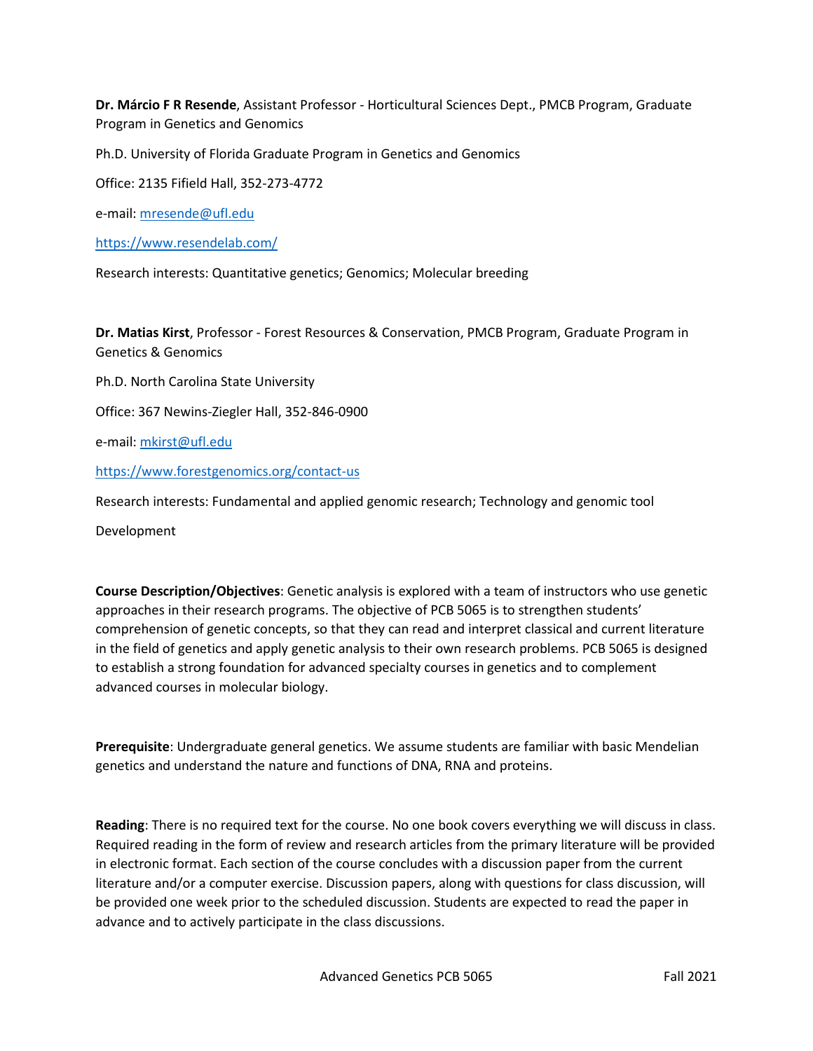**Dr. Márcio F R Resende**, Assistant Professor - Horticultural Sciences Dept., PMCB Program, Graduate Program in Genetics and Genomics

Ph.D. University of Florida Graduate Program in Genetics and Genomics

Office: 2135 Fifield Hall, 352-273-4772

e-mail: mresende@ufl.edu

https://www.resendelab.com/

Research interests: Quantitative genetics; Genomics; Molecular breeding

**Dr. Matias Kirst**, Professor - Forest Resources & Conservation, PMCB Program, Graduate Program in Genetics & Genomics

Ph.D. North Carolina State University

Office: 367 Newins-Ziegler Hall, 352-846-0900

e-mail: mkirst@ufl.edu

https://www.forestgenomics.org/contact-us

Research interests: Fundamental and applied genomic research; Technology and genomic tool

Development

**Course Description/Objectives**: Genetic analysis is explored with a team of instructors who use genetic approaches in their research programs. The objective of PCB 5065 is to strengthen students' comprehension of genetic concepts, so that they can read and interpret classical and current literature in the field of genetics and apply genetic analysis to their own research problems. PCB 5065 is designed to establish a strong foundation for advanced specialty courses in genetics and to complement advanced courses in molecular biology.

**Prerequisite**: Undergraduate general genetics. We assume students are familiar with basic Mendelian genetics and understand the nature and functions of DNA, RNA and proteins.

**Reading**: There is no required text for the course. No one book covers everything we will discuss in class. Required reading in the form of review and research articles from the primary literature will be provided in electronic format. Each section of the course concludes with a discussion paper from the current literature and/or a computer exercise. Discussion papers, along with questions for class discussion, will be provided one week prior to the scheduled discussion. Students are expected to read the paper in advance and to actively participate in the class discussions.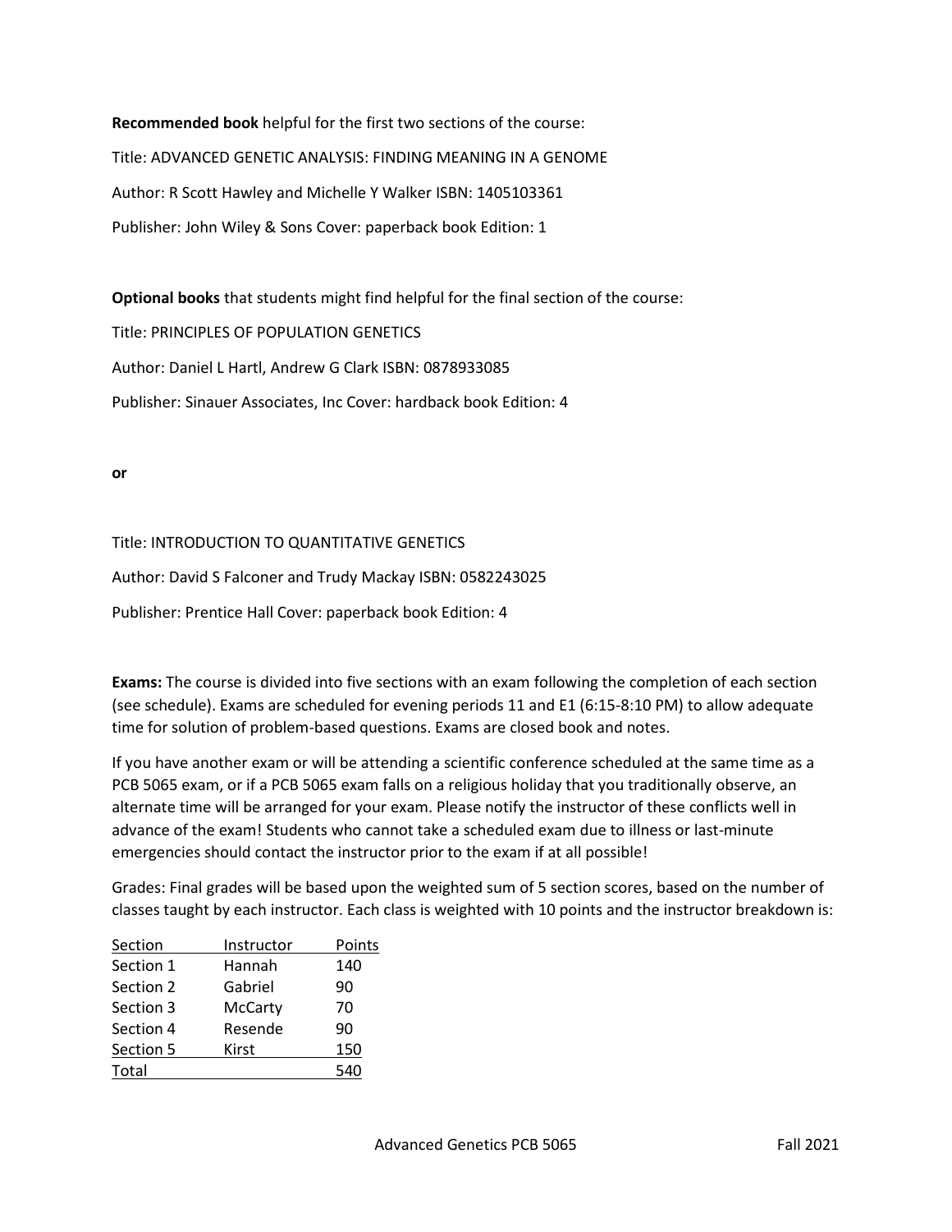**Recommended book** helpful for the first two sections of the course:

Title: ADVANCED GENETIC ANALYSIS: FINDING MEANING IN A GENOME

Author: R Scott Hawley and Michelle Y Walker ISBN: 1405103361

Publisher: John Wiley & Sons Cover: paperback book Edition: 1

**Optional books** that students might find helpful for the final section of the course:

Title: PRINCIPLES OF POPULATION GENETICS

Author: Daniel L Hartl, Andrew G Clark ISBN: 0878933085

Publisher: Sinauer Associates, Inc Cover: hardback book Edition: 4

**or**

Title: INTRODUCTION TO QUANTITATIVE GENETICS

Author: David S Falconer and Trudy Mackay ISBN: 0582243025

Publisher: Prentice Hall Cover: paperback book Edition: 4

**Exams:** The course is divided into five sections with an exam following the completion of each section (see schedule). Exams are scheduled for evening periods 11 and E1 (6:15-8:10 PM) to allow adequate time for solution of problem-based questions. Exams are closed book and notes.

If you have another exam or will be attending a scientific conference scheduled at the same time as a PCB 5065 exam, or if a PCB 5065 exam falls on a religious holiday that you traditionally observe, an alternate time will be arranged for your exam. Please notify the instructor of these conflicts well in advance of the exam! Students who cannot take a scheduled exam due to illness or last-minute emergencies should contact the instructor prior to the exam if at all possible!

Grades: Final grades will be based upon the weighted sum of 5 section scores, based on the number of classes taught by each instructor. Each class is weighted with 10 points and the instructor breakdown is:

| Section | Instructor | Points |
|---|---|---|
| Section 1 | Hannah | 140 |
| Section 2 | Gabriel | 90 |
| Section 3 | McCarty | 70 |
| Section 4 | Resende | 90 |
| Section 5 | Kirst | 150 |
| Total | | 540 |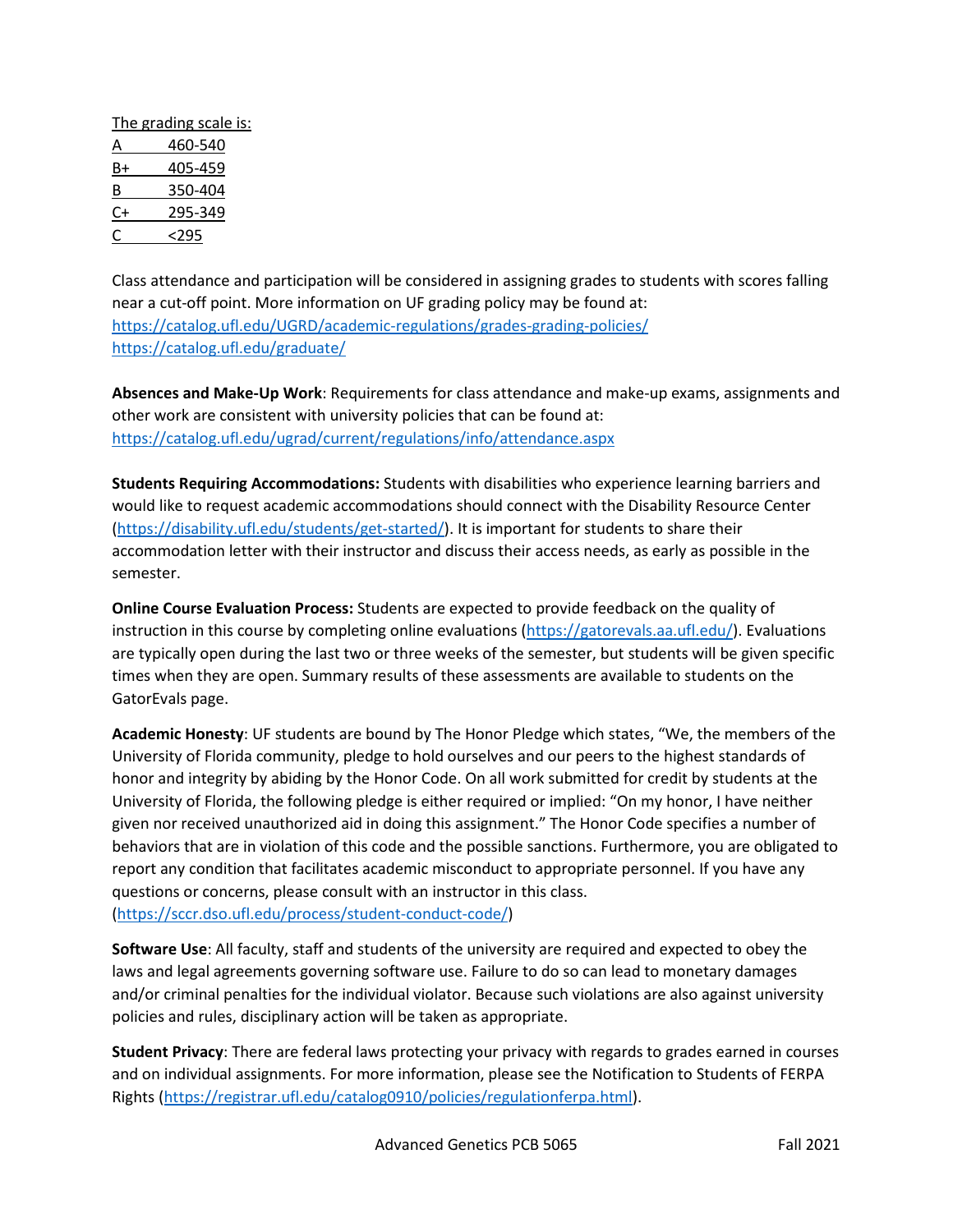The grading scale is:

| Grade | Points |
|---|---|
| A | 460-540 |
| B+ | 405-459 |
| B | 350-404 |
| C+ | 295-349 |
| C | <295 |

Class attendance and participation will be considered in assigning grades to students with scores falling near a cut-off point. More information on UF grading policy may be found at:
https://catalog.ufl.edu/UGRD/academic-regulations/grades-grading-policies/
https://catalog.ufl.edu/graduate/

**Absences and Make-Up Work**: Requirements for class attendance and make-up exams, assignments and other work are consistent with university policies that can be found at: https://catalog.ufl.edu/ugrad/current/regulations/info/attendance.aspx

**Students Requiring Accommodations:** Students with disabilities who experience learning barriers and would like to request academic accommodations should connect with the Disability Resource Center (https://disability.ufl.edu/students/get-started/). It is important for students to share their accommodation letter with their instructor and discuss their access needs, as early as possible in the semester.

**Online Course Evaluation Process:** Students are expected to provide feedback on the quality of instruction in this course by completing online evaluations (https://gatorevals.aa.ufl.edu/). Evaluations are typically open during the last two or three weeks of the semester, but students will be given specific times when they are open. Summary results of these assessments are available to students on the GatorEvals page.

**Academic Honesty**: UF students are bound by The Honor Pledge which states, "We, the members of the University of Florida community, pledge to hold ourselves and our peers to the highest standards of honor and integrity by abiding by the Honor Code. On all work submitted for credit by students at the University of Florida, the following pledge is either required or implied: "On my honor, I have neither given nor received unauthorized aid in doing this assignment." The Honor Code specifies a number of behaviors that are in violation of this code and the possible sanctions. Furthermore, you are obligated to report any condition that facilitates academic misconduct to appropriate personnel. If you have any questions or concerns, please consult with an instructor in this class. (https://sccr.dso.ufl.edu/process/student-conduct-code/)

**Software Use**: All faculty, staff and students of the university are required and expected to obey the laws and legal agreements governing software use. Failure to do so can lead to monetary damages and/or criminal penalties for the individual violator. Because such violations are also against university policies and rules, disciplinary action will be taken as appropriate.

**Student Privacy**: There are federal laws protecting your privacy with regards to grades earned in courses and on individual assignments. For more information, please see the Notification to Students of FERPA Rights (https://registrar.ufl.edu/catalog0910/policies/regulationferpa.html).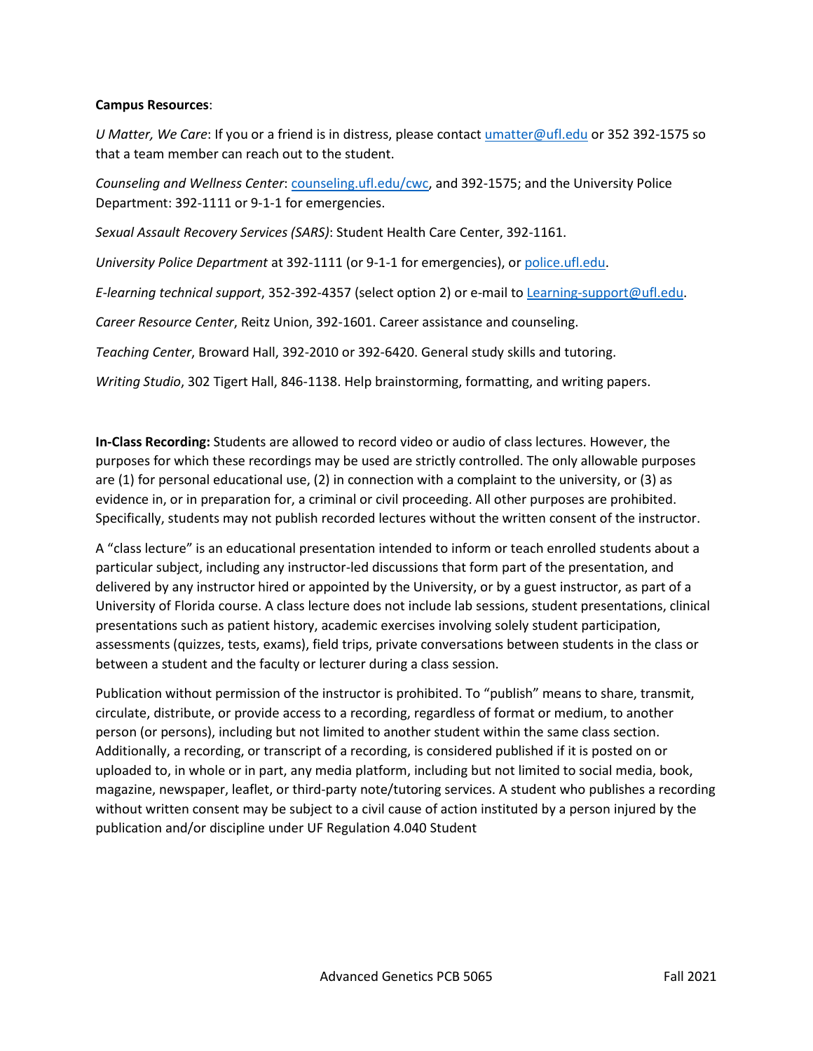**Campus Resources**:

*U Matter, We Care*: If you or a friend is in distress, please contact umatter@ufl.edu or 352 392-1575 so that a team member can reach out to the student.

*Counseling and Wellness Center*: counseling.ufl.edu/cwc, and 392-1575; and the University Police Department: 392-1111 or 9-1-1 for emergencies.

*Sexual Assault Recovery Services (SARS)*: Student Health Care Center, 392-1161.

*University Police Department* at 392-1111 (or 9-1-1 for emergencies), or police.ufl.edu.

*E-learning technical support*, 352-392-4357 (select option 2) or e-mail to Learning-support@ufl.edu.

*Career Resource Center*, Reitz Union, 392-1601. Career assistance and counseling.

*Teaching Center*, Broward Hall, 392-2010 or 392-6420. General study skills and tutoring.

*Writing Studio*, 302 Tigert Hall, 846-1138. Help brainstorming, formatting, and writing papers.

**In-Class Recording:** Students are allowed to record video or audio of class lectures. However, the purposes for which these recordings may be used are strictly controlled. The only allowable purposes are (1) for personal educational use, (2) in connection with a complaint to the university, or (3) as evidence in, or in preparation for, a criminal or civil proceeding. All other purposes are prohibited. Specifically, students may not publish recorded lectures without the written consent of the instructor.

A "class lecture" is an educational presentation intended to inform or teach enrolled students about a particular subject, including any instructor-led discussions that form part of the presentation, and delivered by any instructor hired or appointed by the University, or by a guest instructor, as part of a University of Florida course. A class lecture does not include lab sessions, student presentations, clinical presentations such as patient history, academic exercises involving solely student participation, assessments (quizzes, tests, exams), field trips, private conversations between students in the class or between a student and the faculty or lecturer during a class session.

Publication without permission of the instructor is prohibited. To "publish" means to share, transmit, circulate, distribute, or provide access to a recording, regardless of format or medium, to another person (or persons), including but not limited to another student within the same class section. Additionally, a recording, or transcript of a recording, is considered published if it is posted on or uploaded to, in whole or in part, any media platform, including but not limited to social media, book, magazine, newspaper, leaflet, or third-party note/tutoring services. A student who publishes a recording without written consent may be subject to a civil cause of action instituted by a person injured by the publication and/or discipline under UF Regulation 4.040 Student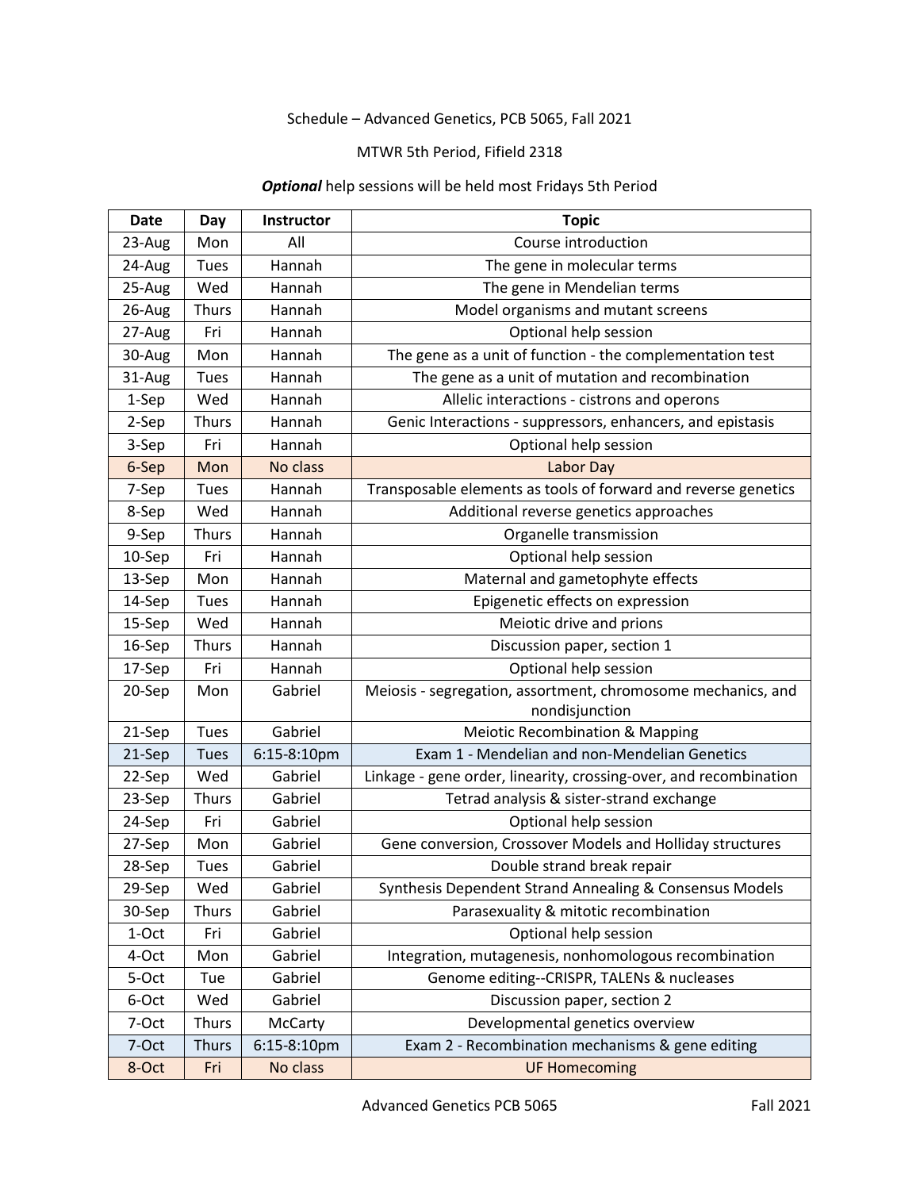Schedule – Advanced Genetics, PCB 5065, Fall 2021

MTWR 5th Period, Fifield 2318

***Optional*** help sessions will be held most Fridays 5th Period

| Date | Day | Instructor | Topic |
|---|---|---|---|
| 23-Aug | Mon | All | Course introduction |
| 24-Aug | Tues | Hannah | The gene in molecular terms |
| 25-Aug | Wed | Hannah | The gene in Mendelian terms |
| 26-Aug | Thurs | Hannah | Model organisms and mutant screens |
| 27-Aug | Fri | Hannah | Optional help session |
| 30-Aug | Mon | Hannah | The gene as a unit of function - the complementation test |
| 31-Aug | Tues | Hannah | The gene as a unit of mutation and recombination |
| 1-Sep | Wed | Hannah | Allelic interactions - cistrons and operons |
| 2-Sep | Thurs | Hannah | Genic Interactions - suppressors, enhancers, and epistasis |
| 3-Sep | Fri | Hannah | Optional help session |
| 6-Sep | Mon | No class | Labor Day |
| 7-Sep | Tues | Hannah | Transposable elements as tools of forward and reverse genetics |
| 8-Sep | Wed | Hannah | Additional reverse genetics approaches |
| 9-Sep | Thurs | Hannah | Organelle transmission |
| 10-Sep | Fri | Hannah | Optional help session |
| 13-Sep | Mon | Hannah | Maternal and gametophyte effects |
| 14-Sep | Tues | Hannah | Epigenetic effects on expression |
| 15-Sep | Wed | Hannah | Meiotic drive and prions |
| 16-Sep | Thurs | Hannah | Discussion paper, section 1 |
| 17-Sep | Fri | Hannah | Optional help session |
| 20-Sep | Mon | Gabriel | Meiosis - segregation, assortment, chromosome mechanics, and nondisjunction |
| 21-Sep | Tues | Gabriel | Meiotic Recombination & Mapping |
| 21-Sep | Tues | 6:15-8:10pm | Exam 1 - Mendelian and non-Mendelian Genetics |
| 22-Sep | Wed | Gabriel | Linkage - gene order, linearity, crossing-over, and recombination |
| 23-Sep | Thurs | Gabriel | Tetrad analysis & sister-strand exchange |
| 24-Sep | Fri | Gabriel | Optional help session |
| 27-Sep | Mon | Gabriel | Gene conversion, Crossover Models and Holliday structures |
| 28-Sep | Tues | Gabriel | Double strand break repair |
| 29-Sep | Wed | Gabriel | Synthesis Dependent Strand Annealing & Consensus Models |
| 30-Sep | Thurs | Gabriel | Parasexuality & mitotic recombination |
| 1-Oct | Fri | Gabriel | Optional help session |
| 4-Oct | Mon | Gabriel | Integration, mutagenesis, nonhomologous recombination |
| 5-Oct | Tue | Gabriel | Genome editing--CRISPR, TALENs & nucleases |
| 6-Oct | Wed | Gabriel | Discussion paper, section 2 |
| 7-Oct | Thurs | McCarty | Developmental genetics overview |
| 7-Oct | Thurs | 6:15-8:10pm | Exam 2 - Recombination mechanisms & gene editing |
| 8-Oct | Fri | No class | UF Homecoming |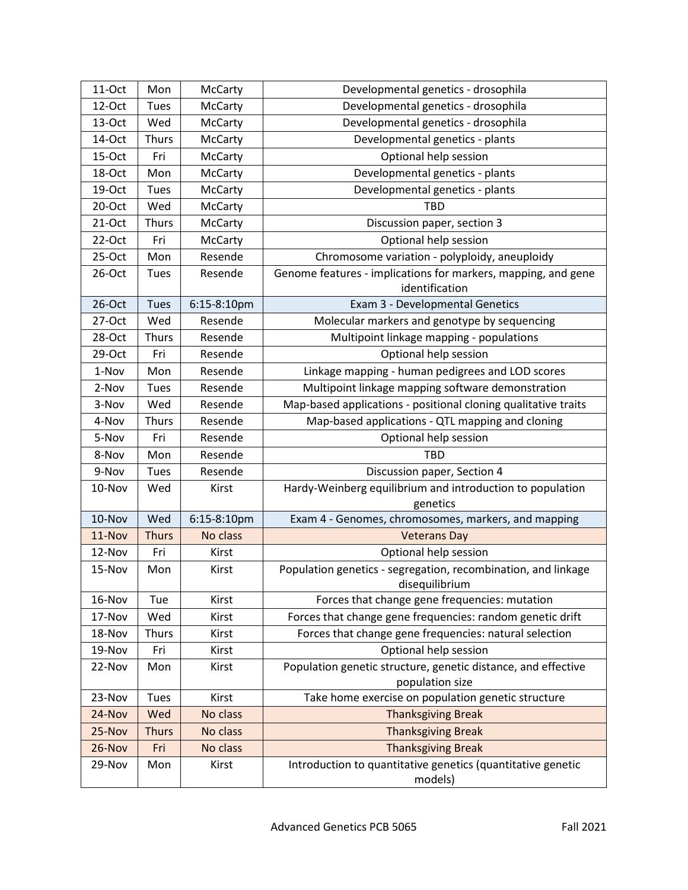| 11-Oct | Mon | McCarty | Developmental genetics - drosophila |
|---|---|---|---|
| 12-Oct | Tues | McCarty | Developmental genetics - drosophila |
| 13-Oct | Wed | McCarty | Developmental genetics - drosophila |
| 14-Oct | Thurs | McCarty | Developmental genetics - plants |
| 15-Oct | Fri | McCarty | Optional help session |
| 18-Oct | Mon | McCarty | Developmental genetics - plants |
| 19-Oct | Tues | McCarty | Developmental genetics - plants |
| 20-Oct | Wed | McCarty | TBD |
| 21-Oct | Thurs | McCarty | Discussion paper, section 3 |
| 22-Oct | Fri | McCarty | Optional help session |
| 25-Oct | Mon | Resende | Chromosome variation - polyploidy, aneuploidy |
| 26-Oct | Tues | Resende | Genome features - implications for markers, mapping, and gene identification |
| 26-Oct | Tues | 6:15-8:10pm | Exam 3 - Developmental Genetics |
| 27-Oct | Wed | Resende | Molecular markers and genotype by sequencing |
| 28-Oct | Thurs | Resende | Multipoint linkage mapping - populations |
| 29-Oct | Fri | Resende | Optional help session |
| 1-Nov | Mon | Resende | Linkage mapping - human pedigrees and LOD scores |
| 2-Nov | Tues | Resende | Multipoint linkage mapping software demonstration |
| 3-Nov | Wed | Resende | Map-based applications - positional cloning qualitative traits |
| 4-Nov | Thurs | Resende | Map-based applications - QTL mapping and cloning |
| 5-Nov | Fri | Resende | Optional help session |
| 8-Nov | Mon | Resende | TBD |
| 9-Nov | Tues | Resende | Discussion paper, Section 4 |
| 10-Nov | Wed | Kirst | Hardy-Weinberg equilibrium and introduction to population genetics |
| 10-Nov | Wed | 6:15-8:10pm | Exam 4 - Genomes, chromosomes, markers, and mapping |
| 11-Nov | Thurs | No class | Veterans Day |
| 12-Nov | Fri | Kirst | Optional help session |
| 15-Nov | Mon | Kirst | Population genetics - segregation, recombination, and linkage disequilibrium |
| 16-Nov | Tue | Kirst | Forces that change gene frequencies: mutation |
| 17-Nov | Wed | Kirst | Forces that change gene frequencies: random genetic drift |
| 18-Nov | Thurs | Kirst | Forces that change gene frequencies: natural selection |
| 19-Nov | Fri | Kirst | Optional help session |
| 22-Nov | Mon | Kirst | Population genetic structure, genetic distance, and effective population size |
| 23-Nov | Tues | Kirst | Take home exercise on population genetic structure |
| 24-Nov | Wed | No class | Thanksgiving Break |
| 25-Nov | Thurs | No class | Thanksgiving Break |
| 26-Nov | Fri | No class | Thanksgiving Break |
| 29-Nov | Mon | Kirst | Introduction to quantitative genetics (quantitative genetic models) |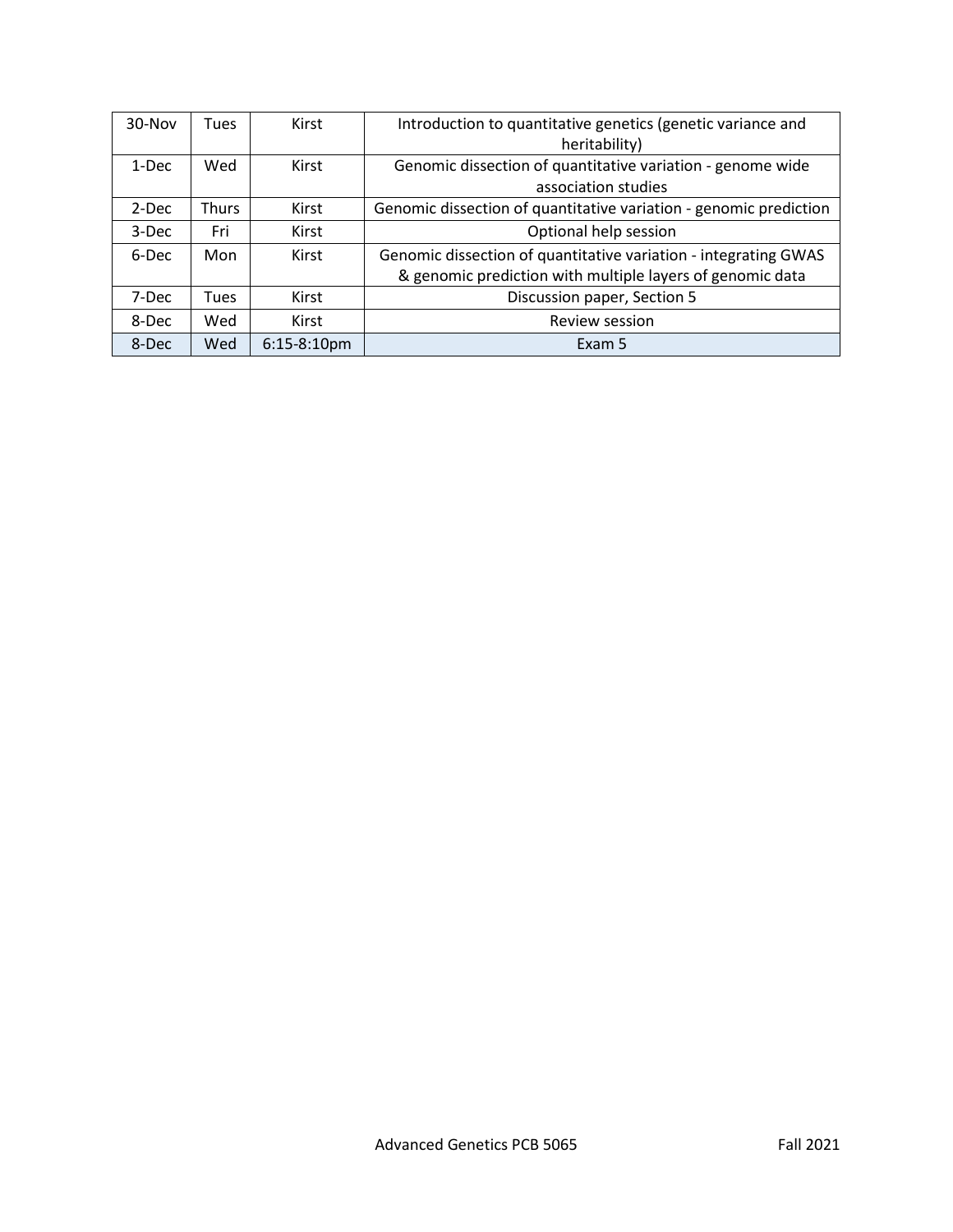| | | | |
|---|---|---|---|
| 30-Nov | Tues | Kirst | Introduction to quantitative genetics (genetic variance and heritability) |
| 1-Dec | Wed | Kirst | Genomic dissection of quantitative variation - genome wide association studies |
| 2-Dec | Thurs | Kirst | Genomic dissection of quantitative variation - genomic prediction |
| 3-Dec | Fri | Kirst | Optional help session |
| 6-Dec | Mon | Kirst | Genomic dissection of quantitative variation - integrating GWAS & genomic prediction with multiple layers of genomic data |
| 7-Dec | Tues | Kirst | Discussion paper, Section 5 |
| 8-Dec | Wed | Kirst | Review session |
| 8-Dec | Wed | 6:15-8:10pm | Exam 5 |